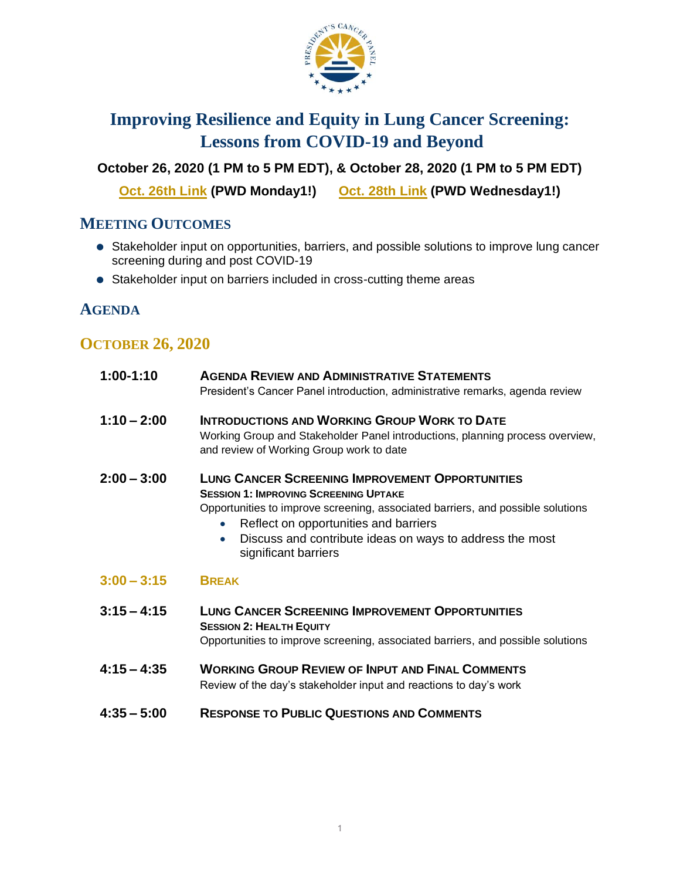# Improving Resilience and Equity in Lung Cancer Screening: Lessons from COVID-19 and Beyond

**October 26, 2020 (1 PM to 5 PM EDT), & October 28, 2020 (1 PM to 5 PM EDT)**

Oct. 26th Link **(PWD Monday1!)** Oct. 28th Link **(PWD Wednesday1!)**

## Meeting Outcomes

- Stakeholder input on opportunities, barriers, and possible solutions to improve lung cancer screening during and post COVID-19
- Stakeholder input on barriers included in cross-cutting theme areas

## Agenda

### October 26, 2020

| Time | Session |
|---|---|
| **1:00-1:10** | **Agenda Review and Administrative Statements**<br>President's Cancer Panel introduction, administrative remarks, agenda review |
| **1:10 – 2:00** | **Introductions and Working Group Work to Date**<br>Working Group and Stakeholder Panel introductions, planning process overview, and review of Working Group work to date |
| **2:00 – 3:00** | **Lung Cancer Screening Improvement Opportunities**<br>**Session 1: Improving Screening Uptake**<br>Opportunities to improve screening, associated barriers, and possible solutions<br>• Reflect on opportunities and barriers<br>• Discuss and contribute ideas on ways to address the most significant barriers |
| **3:00 – 3:15** | **Break** |
| **3:15 – 4:15** | **Lung Cancer Screening Improvement Opportunities**<br>**Session 2: Health Equity**<br>Opportunities to improve screening, associated barriers, and possible solutions |
| **4:15 – 4:35** | **Working Group Review of Input and Final Comments**<br>Review of the day's stakeholder input and reactions to day's work |
| **4:35 – 5:00** | **Response to Public Questions and Comments** |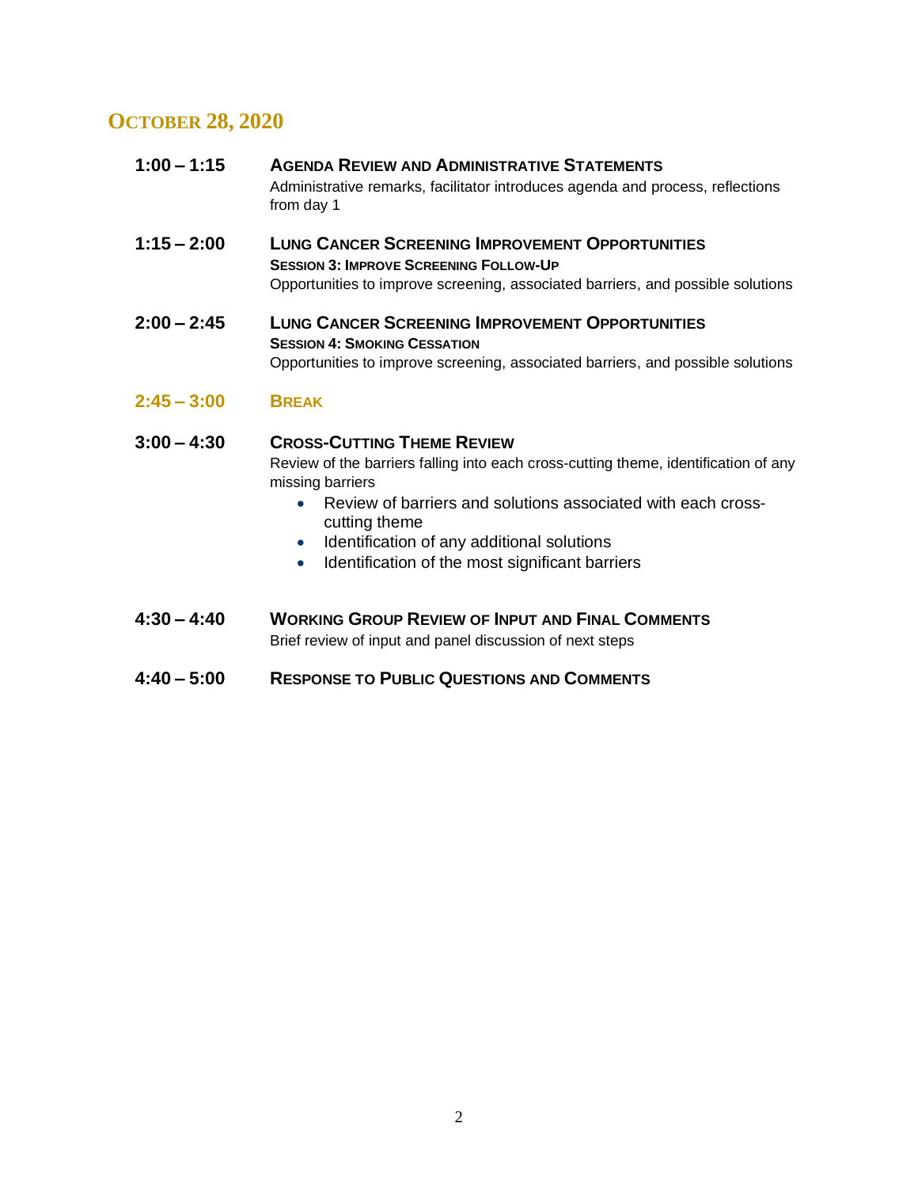## October 28, 2020

**1:00 – 1:15** **Agenda Review and Administrative Statements**
Administrative remarks, facilitator introduces agenda and process, reflections from day 1

**1:15 – 2:00** **Lung Cancer Screening Improvement Opportunities**
**Session 3: Improve Screening Follow-Up**
Opportunities to improve screening, associated barriers, and possible solutions

**2:00 – 2:45** **Lung Cancer Screening Improvement Opportunities**
**Session 4: Smoking Cessation**
Opportunities to improve screening, associated barriers, and possible solutions

**2:45 – 3:00** **Break**

**3:00 – 4:30** **Cross-Cutting Theme Review**
Review of the barriers falling into each cross-cutting theme, identification of any missing barriers

- Review of barriers and solutions associated with each cross-cutting theme
- Identification of any additional solutions
- Identification of the most significant barriers

**4:30 – 4:40** **Working Group Review of Input and Final Comments**
Brief review of input and panel discussion of next steps

**4:40 – 5:00** **Response to Public Questions and Comments**